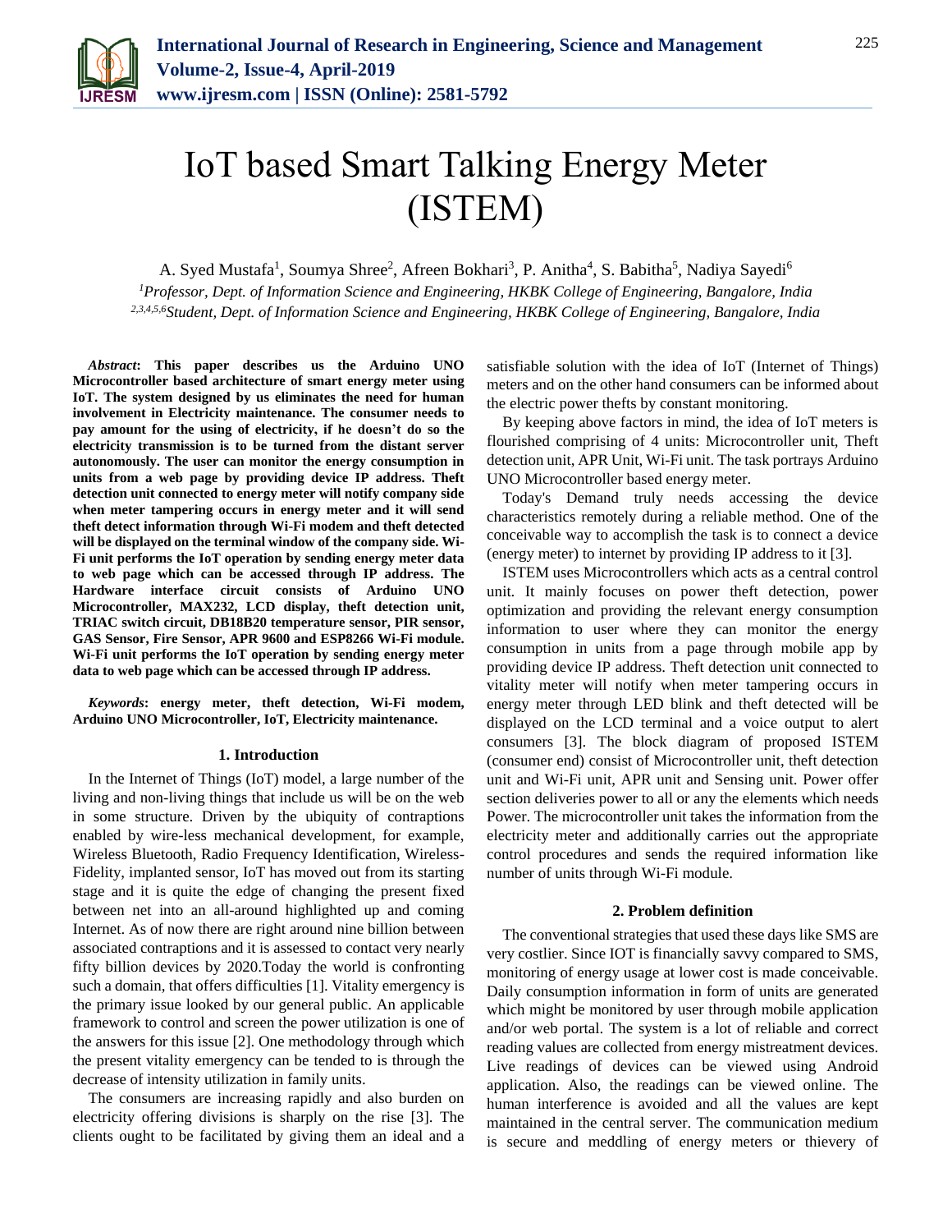# IoT based Smart Talking Energy Meter (ISTEM)

A. Syed Mustafa[1], Soumya Shree[2], Afreen Bokhari[3], P. Anitha[4], S. Babitha[5], Nadiya Sayedi[6]

[1]*Professor, Dept. of Information Science and Engineering, HKBK College of Engineering, Bangalore, India*
[2,3,4,5,6]*Student, Dept. of Information Science and Engineering, HKBK College of Engineering, Bangalore, India*

***Abstract*: This paper describes us the Arduino UNO Microcontroller based architecture of smart energy meter using IoT. The system designed by us eliminates the need for human involvement in Electricity maintenance. The consumer needs to pay amount for the using of electricity, if he doesn't do so the electricity transmission is to be turned from the distant server autonomously. The user can monitor the energy consumption in units from a web page by providing device IP address. Theft detection unit connected to energy meter will notify company side when meter tampering occurs in energy meter and it will send theft detect information through Wi-Fi modem and theft detected will be displayed on the terminal window of the company side. Wi-Fi unit performs the IoT operation by sending energy meter data to web page which can be accessed through IP address. The Hardware interface circuit consists of Arduino UNO Microcontroller, MAX232, LCD display, theft detection unit, TRIAC switch circuit, DB18B20 temperature sensor, PIR sensor, GAS Sensor, Fire Sensor, APR 9600 and ESP8266 Wi-Fi module. Wi-Fi unit performs the IoT operation by sending energy meter data to web page which can be accessed through IP address.**

***Keywords*: energy meter, theft detection, Wi-Fi modem, Arduino UNO Microcontroller, IoT, Electricity maintenance.**

## 1. Introduction

In the Internet of Things (IoT) model, a large number of the living and non-living things that include us will be on the web in some structure. Driven by the ubiquity of contraptions enabled by wire-less mechanical development, for example, Wireless Bluetooth, Radio Frequency Identification, Wireless-Fidelity, implanted sensor, IoT has moved out from its starting stage and it is quite the edge of changing the present fixed between net into an all-around highlighted up and coming Internet. As of now there are right around nine billion between associated contraptions and it is assessed to contact very nearly fifty billion devices by 2020.Today the world is confronting such a domain, that offers difficulties [1]. Vitality emergency is the primary issue looked by our general public. An applicable framework to control and screen the power utilization is one of the answers for this issue [2]. One methodology through which the present vitality emergency can be tended to is through the decrease of intensity utilization in family units.

The consumers are increasing rapidly and also burden on electricity offering divisions is sharply on the rise [3]. The clients ought to be facilitated by giving them an ideal and a satisfiable solution with the idea of IoT (Internet of Things) meters and on the other hand consumers can be informed about the electric power thefts by constant monitoring.

By keeping above factors in mind, the idea of IoT meters is flourished comprising of 4 units: Microcontroller unit, Theft detection unit, APR Unit, Wi-Fi unit. The task portrays Arduino UNO Microcontroller based energy meter.

Today's Demand truly needs accessing the device characteristics remotely during a reliable method. One of the conceivable way to accomplish the task is to connect a device (energy meter) to internet by providing IP address to it [3].

ISTEM uses Microcontrollers which acts as a central control unit. It mainly focuses on power theft detection, power optimization and providing the relevant energy consumption information to user where they can monitor the energy consumption in units from a page through mobile app by providing device IP address. Theft detection unit connected to vitality meter will notify when meter tampering occurs in energy meter through LED blink and theft detected will be displayed on the LCD terminal and a voice output to alert consumers [3]. The block diagram of proposed ISTEM (consumer end) consist of Microcontroller unit, theft detection unit and Wi-Fi unit, APR unit and Sensing unit. Power offer section deliveries power to all or any the elements which needs Power. The microcontroller unit takes the information from the electricity meter and additionally carries out the appropriate control procedures and sends the required information like number of units through Wi-Fi module.

## 2. Problem definition

The conventional strategies that used these days like SMS are very costlier. Since IOT is financially savvy compared to SMS, monitoring of energy usage at lower cost is made conceivable. Daily consumption information in form of units are generated which might be monitored by user through mobile application and/or web portal. The system is a lot of reliable and correct reading values are collected from energy mistreatment devices. Live readings of devices can be viewed using Android application. Also, the readings can be viewed online. The human interference is avoided and all the values are kept maintained in the central server. The communication medium is secure and meddling of energy meters or thievery of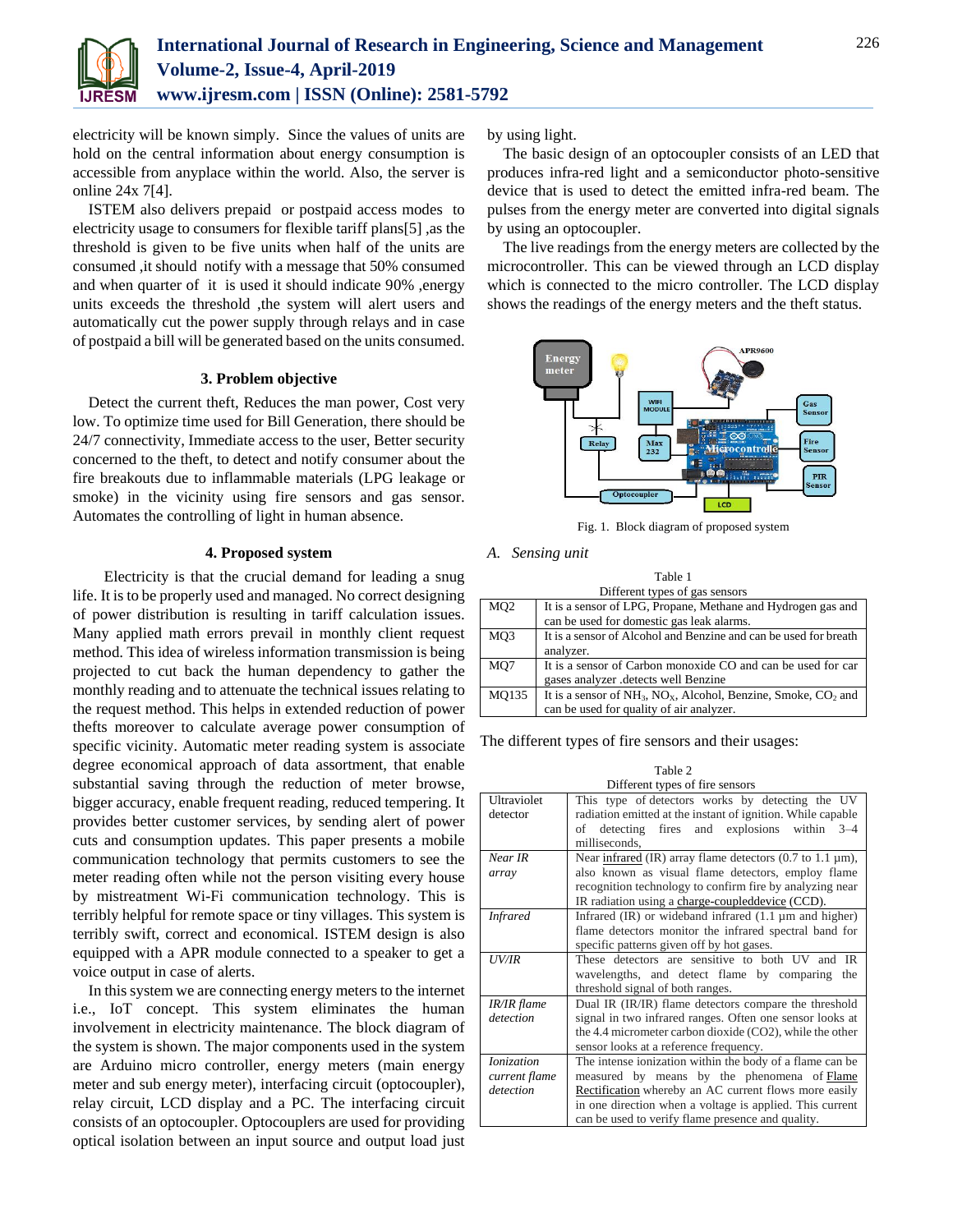electricity will be known simply. Since the values of units are hold on the central information about energy consumption is accessible from anyplace within the world. Also, the server is online 24x 7[4].

ISTEM also delivers prepaid or postpaid access modes to electricity usage to consumers for flexible tariff plans[5] ,as the threshold is given to be five units when half of the units are consumed ,it should notify with a message that 50% consumed and when quarter of it is used it should indicate 90% ,energy units exceeds the threshold ,the system will alert users and automatically cut the power supply through relays and in case of postpaid a bill will be generated based on the units consumed.

### 3. Problem objective

Detect the current theft, Reduces the man power, Cost very low. To optimize time used for Bill Generation, there should be 24/7 connectivity, Immediate access to the user, Better security concerned to the theft, to detect and notify consumer about the fire breakouts due to inflammable materials (LPG leakage or smoke) in the vicinity using fire sensors and gas sensor. Automates the controlling of light in human absence.

### 4. Proposed system

Electricity is that the crucial demand for leading a snug life. It is to be properly used and managed. No correct designing of power distribution is resulting in tariff calculation issues. Many applied math errors prevail in monthly client request method. This idea of wireless information transmission is being projected to cut back the human dependency to gather the monthly reading and to attenuate the technical issues relating to the request method. This helps in extended reduction of power thefts moreover to calculate average power consumption of specific vicinity. Automatic meter reading system is associate degree economical approach of data assortment, that enable substantial saving through the reduction of meter browse, bigger accuracy, enable frequent reading, reduced tempering. It provides better customer services, by sending alert of power cuts and consumption updates. This paper presents a mobile communication technology that permits customers to see the meter reading often while not the person visiting every house by mistreatment Wi-Fi communication technology. This is terribly helpful for remote space or tiny villages. This system is terribly swift, correct and economical. ISTEM design is also equipped with a APR module connected to a speaker to get a voice output in case of alerts.

In this system we are connecting energy meters to the internet i.e., IoT concept. This system eliminates the human involvement in electricity maintenance. The block diagram of the system is shown. The major components used in the system are Arduino micro controller, energy meters (main energy meter and sub energy meter), interfacing circuit (optocoupler), relay circuit, LCD display and a PC. The interfacing circuit consists of an optocoupler. Optocouplers are used for providing optical isolation between an input source and output load just by using light.

The basic design of an optocoupler consists of an LED that produces infra-red light and a semiconductor photo-sensitive device that is used to detect the emitted infra-red beam. The pulses from the energy meter are converted into digital signals by using an optocoupler.

The live readings from the energy meters are collected by the microcontroller. This can be viewed through an LCD display which is connected to the micro controller. The LCD display shows the readings of the energy meters and the theft status.

Fig. 1. Block diagram of proposed system

#### *A. Sensing unit*

Table 1
Different types of gas sensors

| | |
|---|---|
| MQ2 | It is a sensor of LPG, Propane, Methane and Hydrogen gas and can be used for domestic gas leak alarms. |
| MQ3 | It is a sensor of Alcohol and Benzine and can be used for breath analyzer. |
| MQ7 | It is a sensor of Carbon monoxide CO and can be used for car gases analyzer .detects well Benzine |
| MQ135 | It is a sensor of $NH_3$, $NO_X$, Alcohol, Benzine, Smoke, $CO_2$ and can be used for quality of air analyzer. |

The different types of fire sensors and their usages:

Table 2
Different types of fire sensors

| | |
|---|---|
| Ultraviolet detector | This type of detectors works by detecting the UV radiation emitted at the instant of ignition. While capable of detecting fires and explosions within 3–4 milliseconds, |
| *Near IR array* | Near infrared (IR) array flame detectors (0.7 to 1.1 μm), also known as visual flame detectors, employ flame recognition technology to confirm fire by analyzing near IR radiation using a charge-coupleddevice (CCD). |
| *Infrared* | Infrared (IR) or wideband infrared (1.1 μm and higher) flame detectors monitor the infrared spectral band for specific patterns given off by hot gases. |
| *UV/IR* | These detectors are sensitive to both UV and IR wavelengths, and detect flame by comparing the threshold signal of both ranges. |
| *IR/IR flame detection* | Dual IR (IR/IR) flame detectors compare the threshold signal in two infrared ranges. Often one sensor looks at the 4.4 micrometer carbon dioxide (CO2), while the other sensor looks at a reference frequency. |
| *Ionization current flame detection* | The intense ionization within the body of a flame can be measured by means by the phenomena of Flame Rectification whereby an AC current flows more easily in one direction when a voltage is applied. This current can be used to verify flame presence and quality. |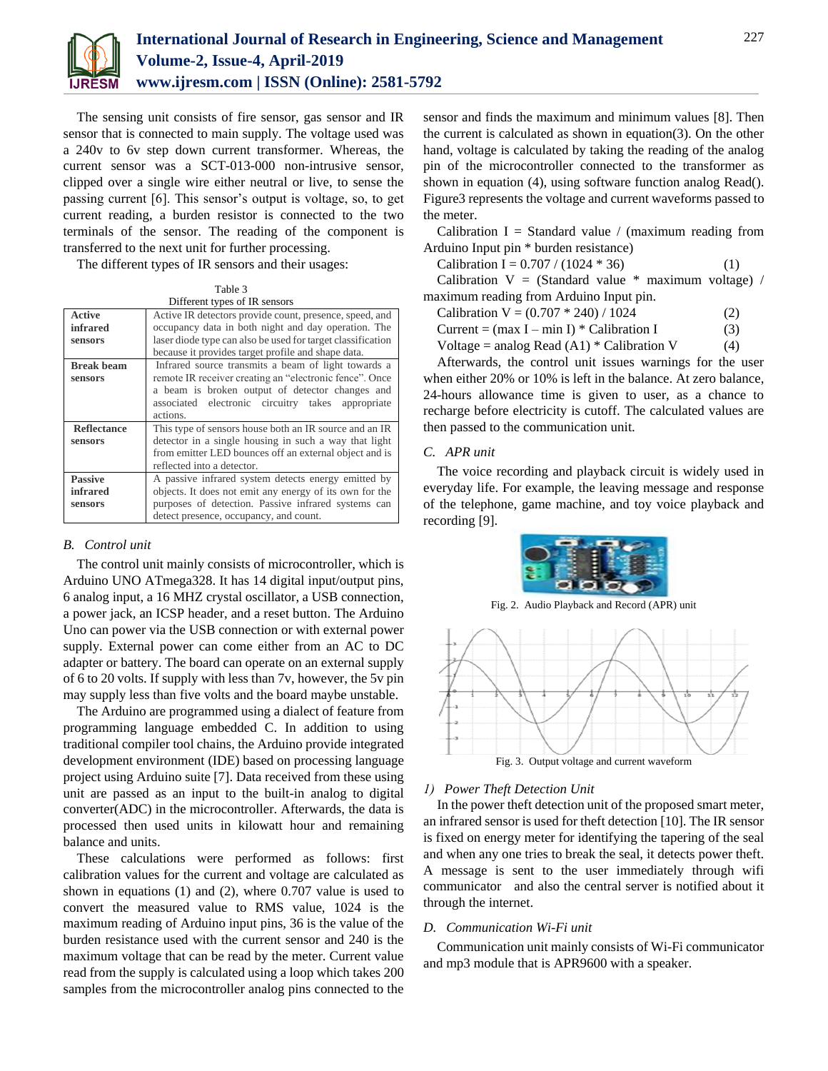The sensing unit consists of fire sensor, gas sensor and IR sensor that is connected to main supply. The voltage used was a 240v to 6v step down current transformer. Whereas, the current sensor was a SCT-013-000 non-intrusive sensor, clipped over a single wire either neutral or live, to sense the passing current [6]. This sensor's output is voltage, so, to get current reading, a burden resistor is connected to the two terminals of the sensor. The reading of the component is transferred to the next unit for further processing.

The different types of IR sensors and their usages:

Table 3
Different types of IR sensors

| | |
|---|---|
| **Active infrared sensors** | Active IR detectors provide count, presence, speed, and occupancy data in both night and day operation. The laser diode type can also be used for target classification because it provides target profile and shape data. |
| **Break beam sensors** | Infrared source transmits a beam of light towards a remote IR receiver creating an "electronic fence". Once a beam is broken output of detector changes and associated electronic circuitry takes appropriate actions. |
| **Reflectance sensors** | This type of sensors house both an IR source and an IR detector in a single housing in such a way that light from emitter LED bounces off an external object and is reflected into a detector. |
| **Passive infrared sensors** | A passive infrared system detects energy emitted by objects. It does not emit any energy of its own for the purposes of detection. Passive infrared systems can detect presence, occupancy, and count. |

### *B. Control unit*

The control unit mainly consists of microcontroller, which is Arduino UNO ATmega328. It has 14 digital input/output pins, 6 analog input, a 16 MHZ crystal oscillator, a USB connection, a power jack, an ICSP header, and a reset button. The Arduino Uno can power via the USB connection or with external power supply. External power can come either from an AC to DC adapter or battery. The board can operate on an external supply of 6 to 20 volts. If supply with less than 7v, however, the 5v pin may supply less than five volts and the board maybe unstable.

The Arduino are programmed using a dialect of feature from programming language embedded C. In addition to using traditional compiler tool chains, the Arduino provide integrated development environment (IDE) based on processing language project using Arduino suite [7]. Data received from these using unit are passed as an input to the built-in analog to digital converter(ADC) in the microcontroller. Afterwards, the data is processed then used units in kilowatt hour and remaining balance and units.

These calculations were performed as follows: first calibration values for the current and voltage are calculated as shown in equations (1) and (2), where 0.707 value is used to convert the measured value to RMS value, 1024 is the maximum reading of Arduino input pins, 36 is the value of the burden resistance used with the current sensor and 240 is the maximum voltage that can be read by the meter. Current value read from the supply is calculated using a loop which takes 200 samples from the microcontroller analog pins connected to the sensor and finds the maximum and minimum values [8]. Then the current is calculated as shown in equation(3). On the other hand, voltage is calculated by taking the reading of the analog pin of the microcontroller connected to the transformer as shown in equation (4), using software function analog Read(). Figure3 represents the voltage and current waveforms passed to the meter.

Calibration I = Standard value / (maximum reading from Arduino Input pin * burden resistance)

$$\text{Calibration I} = 0.707 / (1024 * 36) \quad (1)$$

Calibration V = (Standard value * maximum voltage) / maximum reading from Arduino Input pin.

$$\text{Calibration V} = (0.707 * 240) / 1024 \quad (2)$$

$$\text{Current} = (\max I - \min I) * \text{Calibration I} \quad (3)$$

$$\text{Voltage} = \text{analog Read (A1)} * \text{Calibration V} \quad (4)$$

Afterwards, the control unit issues warnings for the user when either 20% or 10% is left in the balance. At zero balance, 24-hours allowance time is given to user, as a chance to recharge before electricity is cutoff. The calculated values are then passed to the communication unit.

### *C. APR unit*

The voice recording and playback circuit is widely used in everyday life. For example, the leaving message and response of the telephone, game machine, and toy voice playback and recording [9].

Fig. 2. Audio Playback and Record (APR) unit

Fig. 3. Output voltage and current waveform

#### *1) Power Theft Detection Unit*

In the power theft detection unit of the proposed smart meter, an infrared sensor is used for theft detection [10]. The IR sensor is fixed on energy meter for identifying the tapering of the seal and when any one tries to break the seal, it detects power theft. A message is sent to the user immediately through wifi communicator and also the central server is notified about it through the internet.

### *D. Communication Wi-Fi unit*

Communication unit mainly consists of Wi-Fi communicator and mp3 module that is APR9600 with a speaker.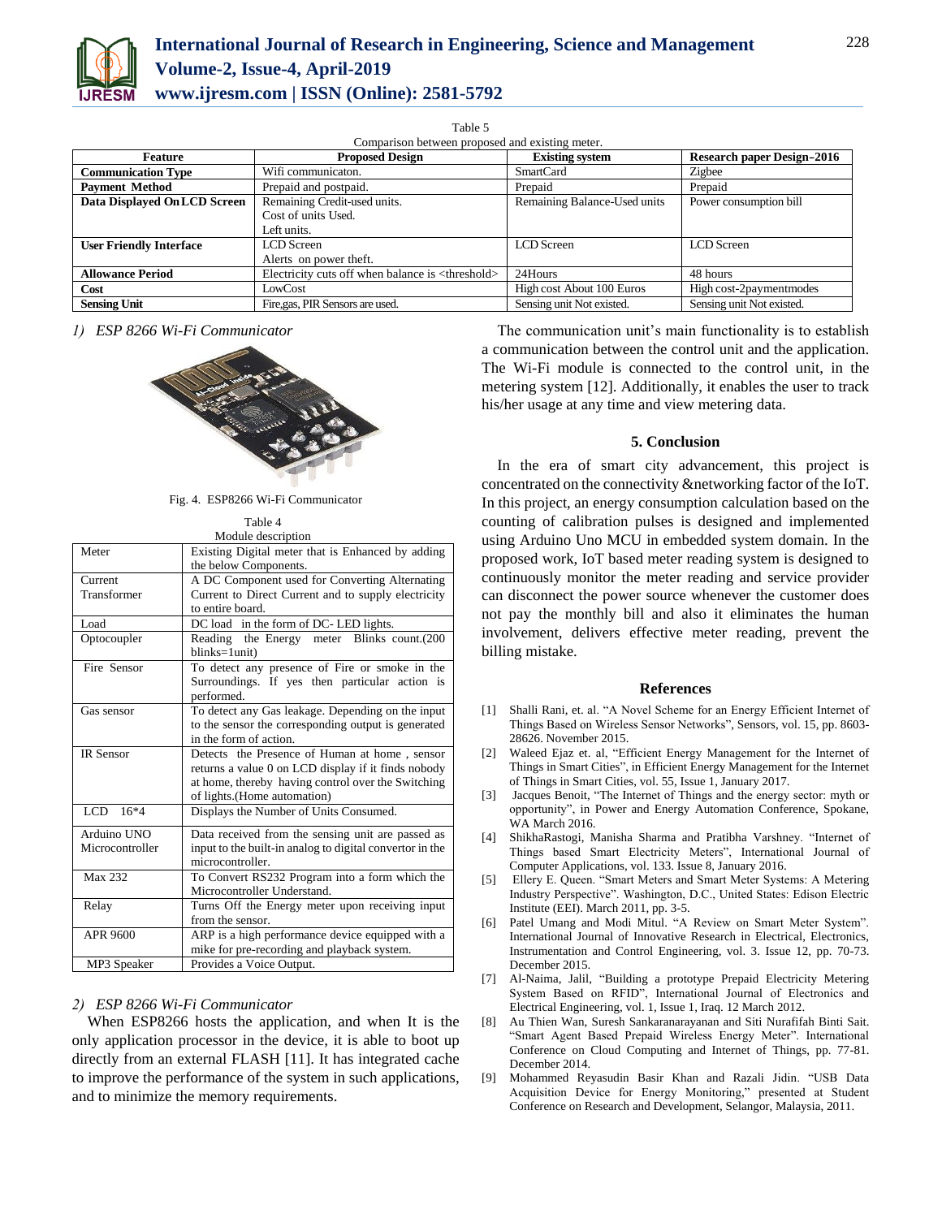Table 5
Comparison between proposed and existing meter.

| Feature | Proposed Design | Existing system | Research paper Design–2016 |
|---|---|---|---|
| **Communication Type** | Wifi communicaton. | SmartCard | Zigbee |
| **Payment Method** | Prepaid and postpaid. | Prepaid | Prepaid |
| **Data Displayed On LCD Screen** | Remaining Credit-used units. Cost of units Used. Left units. | Remaining Balance-Used units | Power consumption bill |
| **User Friendly Interface** | LCD Screen Alerts on power theft. | LCD Screen | LCD Screen |
| **Allowance Period** | Electricity cuts off when balance is <threshold> | 24Hours | 48 hours |
| **Cost** | LowCost | High cost About 100 Euros | High cost-2paymentmodes |
| **Sensing Unit** | Fire,gas, PIR Sensors are used. | Sensing unit Not existed. | Sensing unit Not existed. |

*1) ESP 8266 Wi-Fi Communicator*

Fig. 4. ESP8266 Wi-Fi Communicator

Table 4
Module description

| | |
|---|---|
| Meter | Existing Digital meter that is Enhanced by adding the below Components. |
| Current Transformer | A DC Component used for Converting Alternating Current to Direct Current and to supply electricity to entire board. |
| Load | DC load in the form of DC- LED lights. |
| Optocoupler | Reading the Energy meter Blinks count.(200 blinks=1unit) |
| Fire Sensor | To detect any presence of Fire or smoke in the Surroundings. If yes then particular action is performed. |
| Gas sensor | To detect any Gas leakage. Depending on the input to the sensor the corresponding output is generated in the form of action. |
| IR Sensor | Detects the Presence of Human at home , sensor returns a value 0 on LCD display if it finds nobody at home, thereby having control over the Switching of lights.(Home automation) |
| LCD 16*4 | Displays the Number of Units Consumed. |
| Arduino UNO Microcontroller | Data received from the sensing unit are passed as input to the built-in analog to digital convertor in the microcontroller. |
| Max 232 | To Convert RS232 Program into a form which the Microcontroller Understand. |
| Relay | Turns Off the Energy meter upon receiving input from the sensor. |
| APR 9600 | ARP is a high performance device equipped with a mike for pre-recording and playback system. |
| MP3 Speaker | Provides a Voice Output. |

*2) ESP 8266 Wi-Fi Communicator*

When ESP8266 hosts the application, and when It is the only application processor in the device, it is able to boot up directly from an external FLASH [11]. It has integrated cache to improve the performance of the system in such applications, and to minimize the memory requirements.

The communication unit's main functionality is to establish a communication between the control unit and the application. The Wi-Fi module is connected to the control unit, in the metering system [12]. Additionally, it enables the user to track his/her usage at any time and view metering data.

## 5. Conclusion

In the era of smart city advancement, this project is concentrated on the connectivity &networking factor of the IoT. In this project, an energy consumption calculation based on the counting of calibration pulses is designed and implemented using Arduino Uno MCU in embedded system domain. In the proposed work, IoT based meter reading system is designed to continuously monitor the meter reading and service provider can disconnect the power source whenever the customer does not pay the monthly bill and also it eliminates the human involvement, delivers effective meter reading, prevent the billing mistake.

## References

[1] Shalli Rani, et. al. "A Novel Scheme for an Energy Efficient Internet of Things Based on Wireless Sensor Networks", Sensors, vol. 15, pp. 8603-28626. November 2015.

[2] Waleed Ejaz et. al, "Efficient Energy Management for the Internet of Things in Smart Cities", in Efficient Energy Management for the Internet of Things in Smart Cities, vol. 55, Issue 1, January 2017.

[3] Jacques Benoit, "The Internet of Things and the energy sector: myth or opportunity", in Power and Energy Automation Conference, Spokane, WA March 2016.

[4] ShikhaRastogi, Manisha Sharma and Pratibha Varshney. "Internet of Things based Smart Electricity Meters", International Journal of Computer Applications, vol. 133. Issue 8, January 2016.

[5] Ellery E. Queen. "Smart Meters and Smart Meter Systems: A Metering Industry Perspective". Washington, D.C., United States: Edison Electric Institute (EEI). March 2011, pp. 3-5.

[6] Patel Umang and Modi Mitul. "A Review on Smart Meter System". International Journal of Innovative Research in Electrical, Electronics, Instrumentation and Control Engineering, vol. 3. Issue 12, pp. 70-73. December 2015.

[7] Al-Naima, Jalil, "Building a prototype Prepaid Electricity Metering System Based on RFID", International Journal of Electronics and Electrical Engineering, vol. 1, Issue 1, Iraq. 12 March 2012.

[8] Au Thien Wan, Suresh Sankaranarayanan and Siti Nurafifah Binti Sait. "Smart Agent Based Prepaid Wireless Energy Meter". International Conference on Cloud Computing and Internet of Things, pp. 77-81. December 2014.

[9] Mohammed Reyasudin Basir Khan and Razali Jidin. "USB Data Acquisition Device for Energy Monitoring," presented at Student Conference on Research and Development, Selangor, Malaysia, 2011.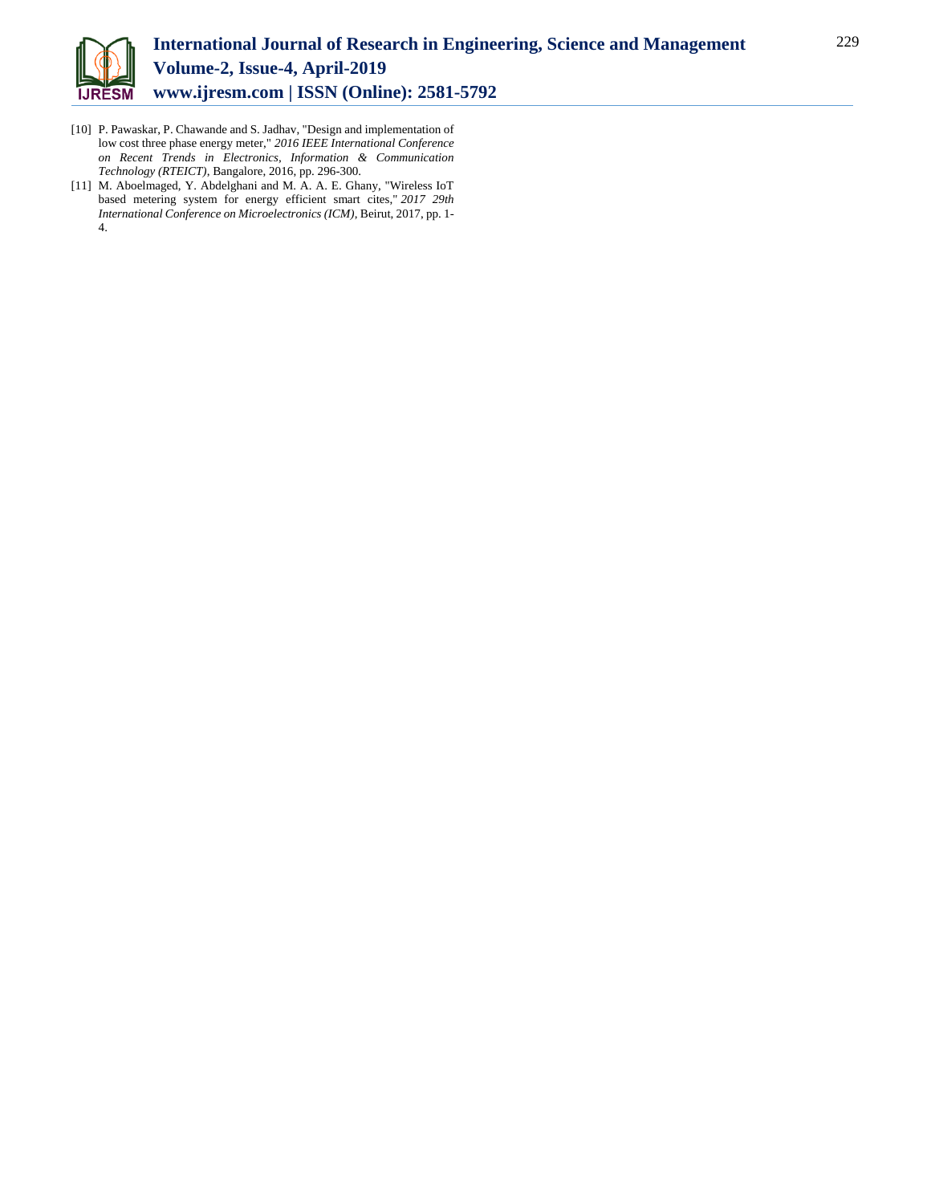[10] P. Pawaskar, P. Chawande and S. Jadhav, "Design and implementation of low cost three phase energy meter," *2016 IEEE International Conference on Recent Trends in Electronics, Information & Communication Technology (RTEICT)*, Bangalore, 2016, pp. 296-300.

[11] M. Aboelmaged, Y. Abdelghani and M. A. A. E. Ghany, "Wireless IoT based metering system for energy efficient smart cites," *2017 29th International Conference on Microelectronics (ICM)*, Beirut, 2017, pp. 1-4.